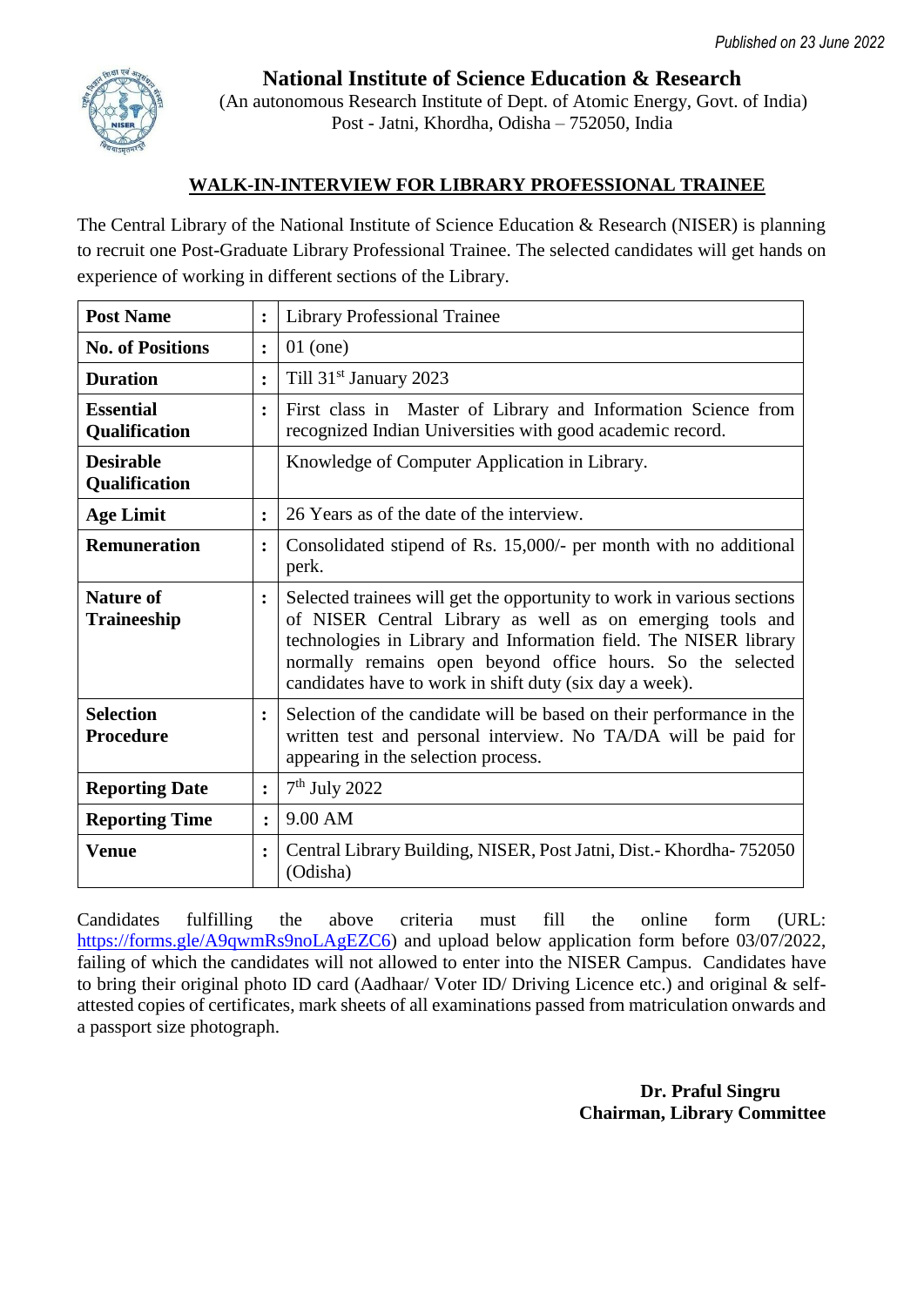*Published on 23 June 2022*

# National Institute of Science Education & Research

(An autonomous Research Institute of Dept. of Atomic Energy, Govt. of India)
Post - Jatni, Khordha, Odisha – 752050, India

## WALK-IN-INTERVIEW FOR LIBRARY PROFESSIONAL TRAINEE

The Central Library of the National Institute of Science Education & Research (NISER) is planning to recruit one Post-Graduate Library Professional Trainee. The selected candidates will get hands on experience of working in different sections of the Library.

| | | |
|---|---|---|
| **Post Name** | : | Library Professional Trainee |
| **No. of Positions** | : | 01 (one) |
| **Duration** | : | Till 31st January 2023 |
| **Essential Qualification** | : | First class in Master of Library and Information Science from recognized Indian Universities with good academic record. |
| **Desirable Qualification** | | Knowledge of Computer Application in Library. |
| **Age Limit** | : | 26 Years as of the date of the interview. |
| **Remuneration** | : | Consolidated stipend of Rs. 15,000/- per month with no additional perk. |
| **Nature of Traineeship** | : | Selected trainees will get the opportunity to work in various sections of NISER Central Library as well as on emerging tools and technologies in Library and Information field. The NISER library normally remains open beyond office hours. So the selected candidates have to work in shift duty (six day a week). |
| **Selection Procedure** | : | Selection of the candidate will be based on their performance in the written test and personal interview. No TA/DA will be paid for appearing in the selection process. |
| **Reporting Date** | : | 7th July 2022 |
| **Reporting Time** | : | 9.00 AM |
| **Venue** | : | Central Library Building, NISER, Post Jatni, Dist.- Khordha- 752050 (Odisha) |

Candidates fulfilling the above criteria must fill the online form (URL: https://forms.gle/A9qwmRs9noLAgEZC6) and upload below application form before 03/07/2022, failing of which the candidates will not allowed to enter into the NISER Campus. Candidates have to bring their original photo ID card (Aadhaar/ Voter ID/ Driving Licence etc.) and original & self-attested copies of certificates, mark sheets of all examinations passed from matriculation onwards and a passport size photograph.

**Dr. Praful Singru**
**Chairman, Library Committee**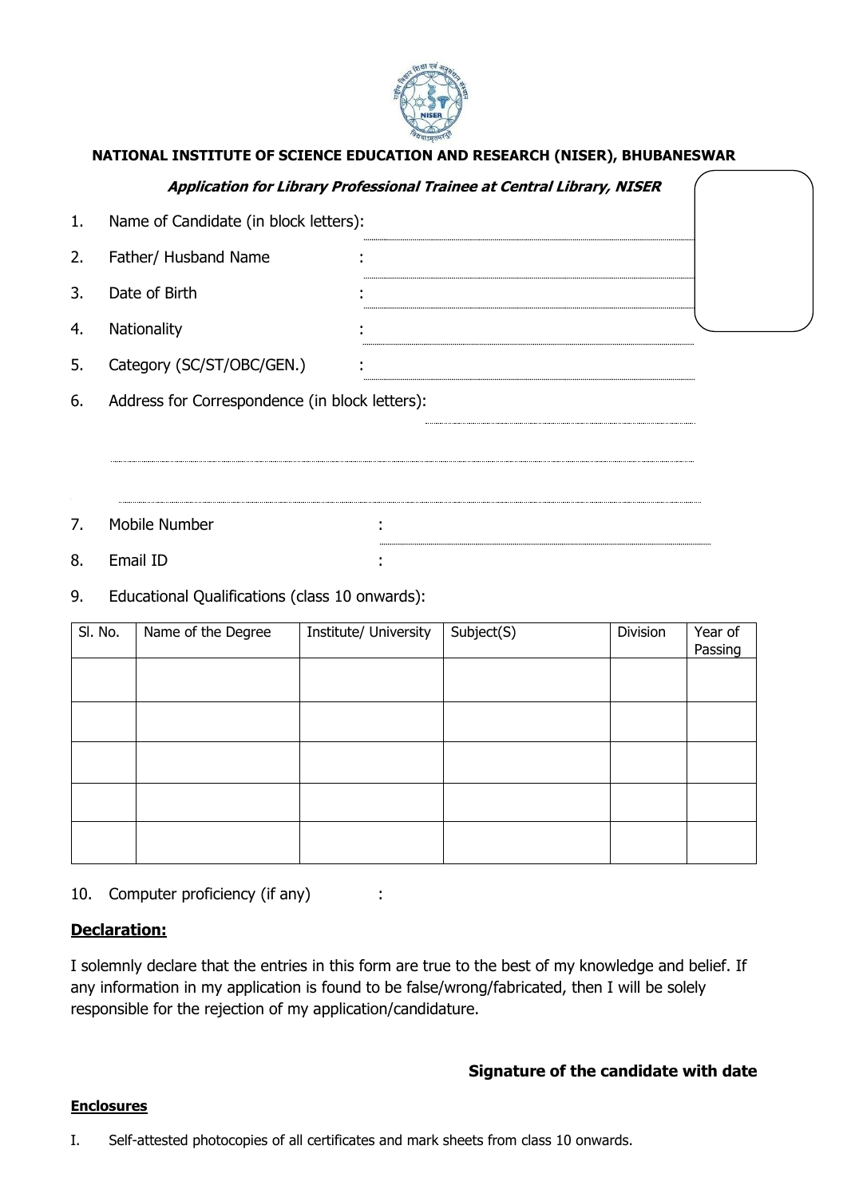**NATIONAL INSTITUTE OF SCIENCE EDUCATION AND RESEARCH (NISER), BHUBANESWAR**

***Application for Library Professional Trainee at Central Library, NISER***

1. Name of Candidate (in block letters):
2. Father/ Husband Name :
3. Date of Birth :
4. Nationality :
5. Category (SC/ST/OBC/GEN.) :
6. Address for Correspondence (in block letters):
7. Mobile Number :
8. Email ID :
9. Educational Qualifications (class 10 onwards):

| Sl. No. | Name of the Degree | Institute/ University | Subject(S) | Division | Year of Passing |
|---|---|---|---|---|---|
| | | | | | |
| | | | | | |
| | | | | | |
| | | | | | |
| | | | | | |

10. Computer proficiency (if any) :

**Declaration:**

I solemnly declare that the entries in this form are true to the best of my knowledge and belief. If any information in my application is found to be false/wrong/fabricated, then I will be solely responsible for the rejection of my application/candidature.

**Signature of the candidate with date**

**Enclosures**

I. Self-attested photocopies of all certificates and mark sheets from class 10 onwards.